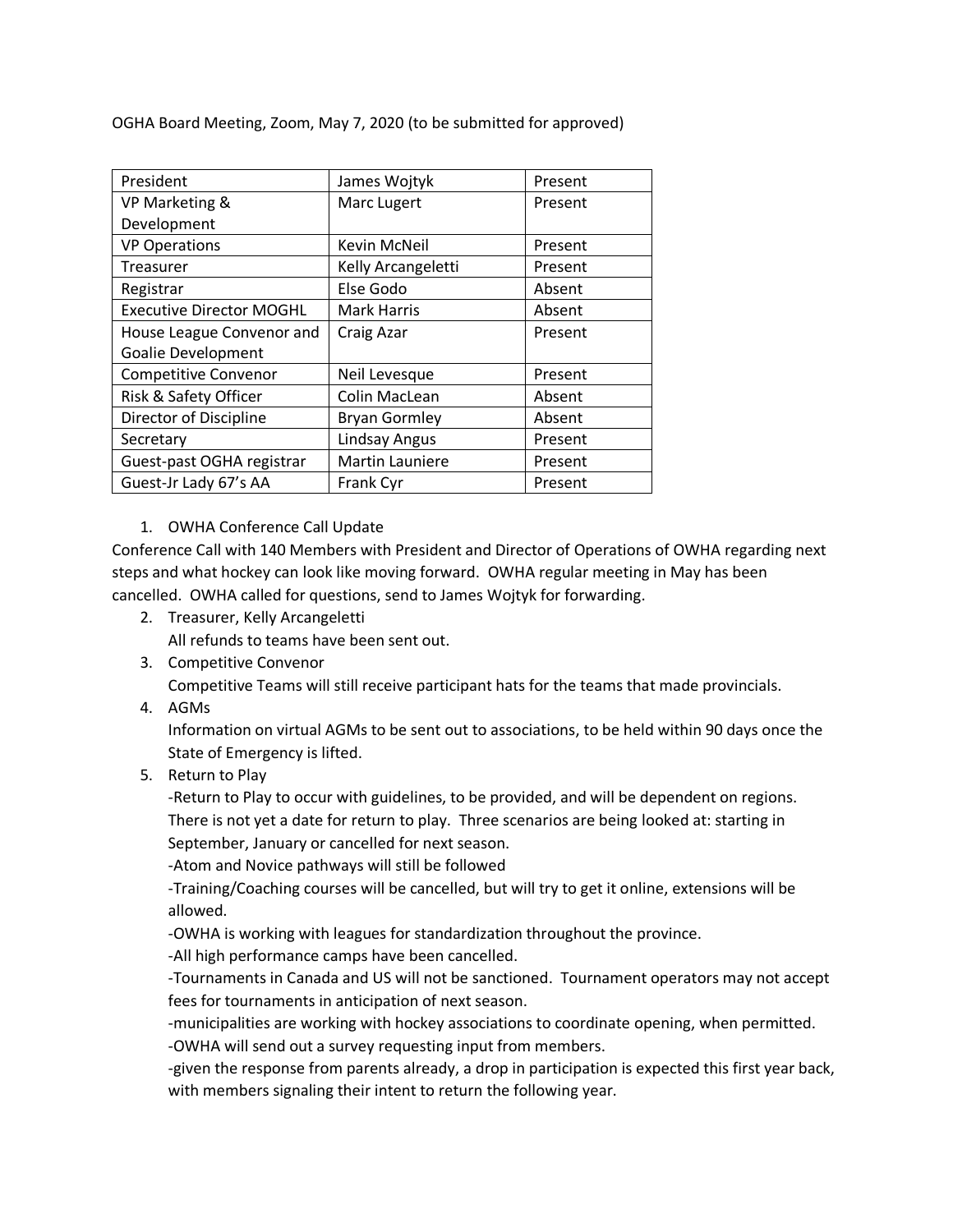OGHA Board Meeting, Zoom, May 7, 2020 (to be submitted for approved)

| President | James Wojtyk | Present |
|---|---|---|
| VP Marketing & Development | Marc Lugert | Present |
| VP Operations | Kevin McNeil | Present |
| Treasurer | Kelly Arcangeletti | Present |
| Registrar | Else Godo | Absent |
| Executive Director MOGHL | Mark Harris | Absent |
| House League Convenor and Goalie Development | Craig Azar | Present |
| Competitive Convenor | Neil Levesque | Present |
| Risk & Safety Officer | Colin MacLean | Absent |
| Director of Discipline | Bryan Gormley | Absent |
| Secretary | Lindsay Angus | Present |
| Guest-past OGHA registrar | Martin Launiere | Present |
| Guest-Jr Lady 67's AA | Frank Cyr | Present |

1. OWHA Conference Call Update

Conference Call with 140 Members with President and Director of Operations of OWHA regarding next steps and what hockey can look like moving forward. OWHA regular meeting in May has been cancelled. OWHA called for questions, send to James Wojtyk for forwarding.

2. Treasurer, Kelly Arcangeletti

   All refunds to teams have been sent out.

3. Competitive Convenor

   Competitive Teams will still receive participant hats for the teams that made provincials.

4. AGMs

   Information on virtual AGMs to be sent out to associations, to be held within 90 days once the State of Emergency is lifted.

5. Return to Play

   -Return to Play to occur with guidelines, to be provided, and will be dependent on regions. There is not yet a date for return to play. Three scenarios are being looked at: starting in September, January or cancelled for next season.

   -Atom and Novice pathways will still be followed

   -Training/Coaching courses will be cancelled, but will try to get it online, extensions will be allowed.

   -OWHA is working with leagues for standardization throughout the province.

   -All high performance camps have been cancelled.

   -Tournaments in Canada and US will not be sanctioned. Tournament operators may not accept fees for tournaments in anticipation of next season.

   -municipalities are working with hockey associations to coordinate opening, when permitted.

   -OWHA will send out a survey requesting input from members.

   -given the response from parents already, a drop in participation is expected this first year back, with members signaling their intent to return the following year.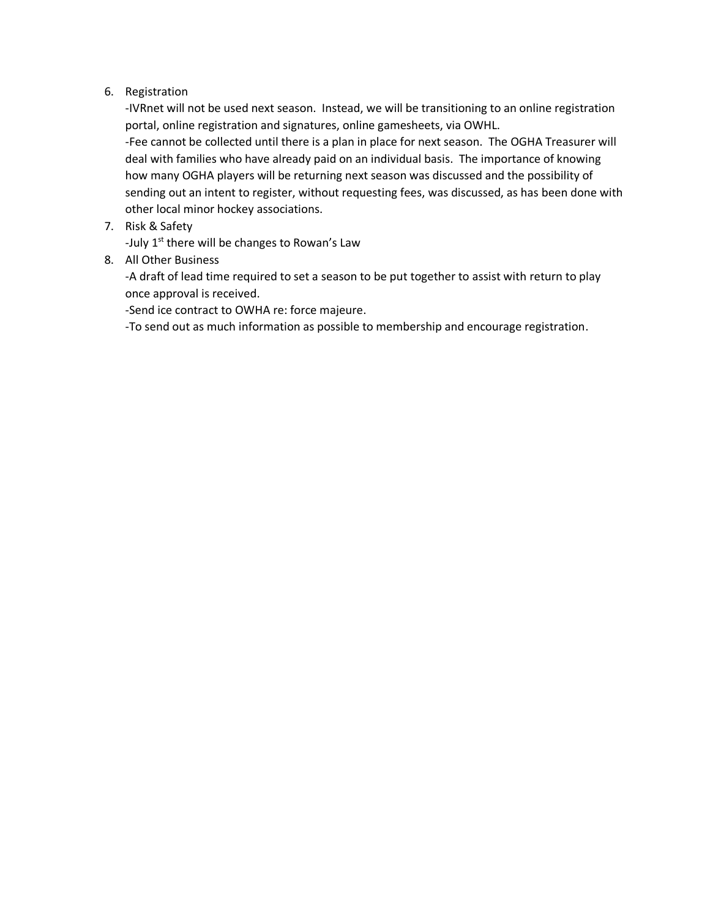6. Registration

   -IVRnet will not be used next season. Instead, we will be transitioning to an online registration portal, online registration and signatures, online gamesheets, via OWHL.

   -Fee cannot be collected until there is a plan in place for next season. The OGHA Treasurer will deal with families who have already paid on an individual basis. The importance of knowing how many OGHA players will be returning next season was discussed and the possibility of sending out an intent to register, without requesting fees, was discussed, as has been done with other local minor hockey associations.

7. Risk & Safety

   -July 1st there will be changes to Rowan's Law

8. All Other Business

   -A draft of lead time required to set a season to be put together to assist with return to play once approval is received.

   -Send ice contract to OWHA re: force majeure.

   -To send out as much information as possible to membership and encourage registration.